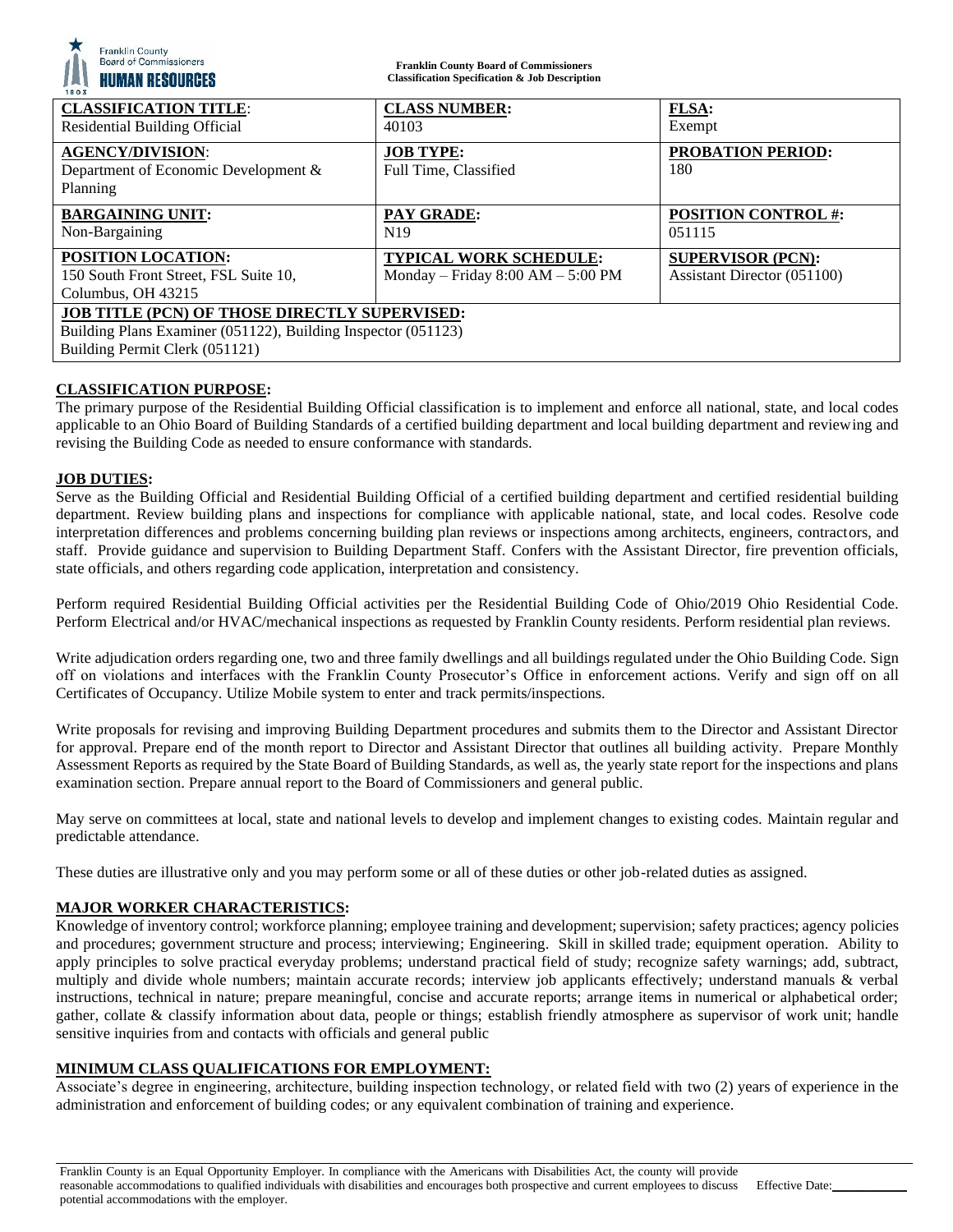Franklin County Board of Commissioners
HUMAN RESOURCES

**Franklin County Board of Commissioners**
**Classification Specification & Job Description**

| **CLASSIFICATION TITLE**: Residential Building Official | **CLASS NUMBER:** 40103 | **FLSA:** Exempt |
|---|---|---|
| **AGENCY/DIVISION**: Department of Economic Development & Planning | **JOB TYPE:** Full Time, Classified | **PROBATION PERIOD:** 180 |
| **BARGAINING UNIT:** Non-Bargaining | **PAY GRADE:** N19 | **POSITION CONTROL #:** 051115 |
| **POSITION LOCATION:** 150 South Front Street, FSL Suite 10, Columbus, OH 43215 | **TYPICAL WORK SCHEDULE:** Monday – Friday 8:00 AM – 5:00 PM | **SUPERVISOR (PCN):** Assistant Director (051100) |
| **JOB TITLE (PCN) OF THOSE DIRECTLY SUPERVISED:** Building Plans Examiner (051122), Building Inspector (051123) Building Permit Clerk (051121) | | |

## CLASSIFICATION PURPOSE:

The primary purpose of the Residential Building Official classification is to implement and enforce all national, state, and local codes applicable to an Ohio Board of Building Standards of a certified building department and local building department and reviewing and revising the Building Code as needed to ensure conformance with standards.

## JOB DUTIES:

Serve as the Building Official and Residential Building Official of a certified building department and certified residential building department. Review building plans and inspections for compliance with applicable national, state, and local codes. Resolve code interpretation differences and problems concerning building plan reviews or inspections among architects, engineers, contractors, and staff. Provide guidance and supervision to Building Department Staff. Confers with the Assistant Director, fire prevention officials, state officials, and others regarding code application, interpretation and consistency.

Perform required Residential Building Official activities per the Residential Building Code of Ohio/2019 Ohio Residential Code. Perform Electrical and/or HVAC/mechanical inspections as requested by Franklin County residents. Perform residential plan reviews.

Write adjudication orders regarding one, two and three family dwellings and all buildings regulated under the Ohio Building Code. Sign off on violations and interfaces with the Franklin County Prosecutor's Office in enforcement actions. Verify and sign off on all Certificates of Occupancy. Utilize Mobile system to enter and track permits/inspections.

Write proposals for revising and improving Building Department procedures and submits them to the Director and Assistant Director for approval. Prepare end of the month report to Director and Assistant Director that outlines all building activity. Prepare Monthly Assessment Reports as required by the State Board of Building Standards, as well as, the yearly state report for the inspections and plans examination section. Prepare annual report to the Board of Commissioners and general public.

May serve on committees at local, state and national levels to develop and implement changes to existing codes. Maintain regular and predictable attendance.

These duties are illustrative only and you may perform some or all of these duties or other job-related duties as assigned.

## MAJOR WORKER CHARACTERISTICS:

Knowledge of inventory control; workforce planning; employee training and development; supervision; safety practices; agency policies and procedures; government structure and process; interviewing; Engineering. Skill in skilled trade; equipment operation. Ability to apply principles to solve practical everyday problems; understand practical field of study; recognize safety warnings; add, subtract, multiply and divide whole numbers; maintain accurate records; interview job applicants effectively; understand manuals & verbal instructions, technical in nature; prepare meaningful, concise and accurate reports; arrange items in numerical or alphabetical order; gather, collate & classify information about data, people or things; establish friendly atmosphere as supervisor of work unit; handle sensitive inquiries from and contacts with officials and general public

## MINIMUM CLASS QUALIFICATIONS FOR EMPLOYMENT:

Associate's degree in engineering, architecture, building inspection technology, or related field with two (2) years of experience in the administration and enforcement of building codes; or any equivalent combination of training and experience.

Franklin County is an Equal Opportunity Employer. In compliance with the Americans with Disabilities Act, the county will provide reasonable accommodations to qualified individuals with disabilities and encourages both prospective and current employees to discuss potential accommodations with the employer. Effective Date:___________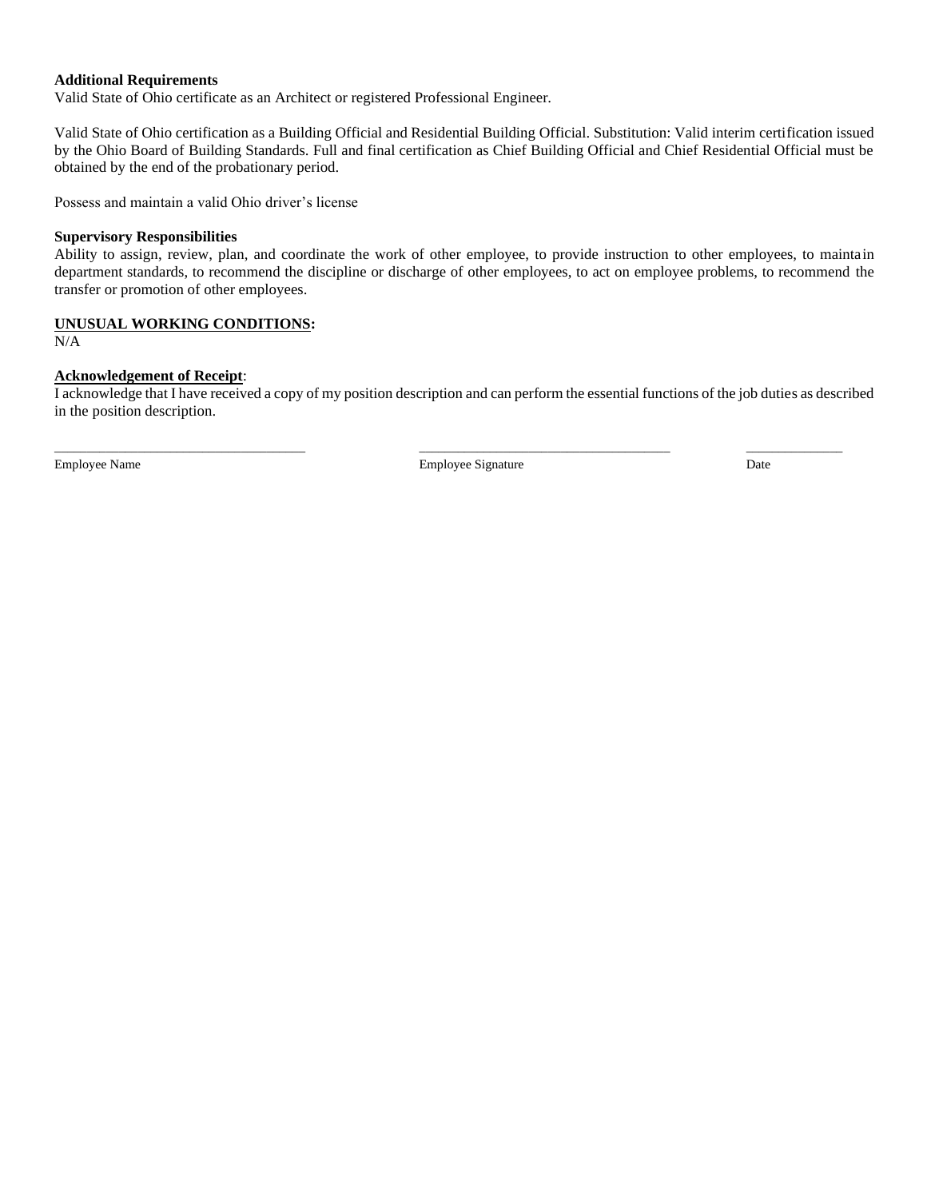**Additional Requirements**

Valid State of Ohio certificate as an Architect or registered Professional Engineer.

Valid State of Ohio certification as a Building Official and Residential Building Official. Substitution: Valid interim certification issued by the Ohio Board of Building Standards. Full and final certification as Chief Building Official and Chief Residential Official must be obtained by the end of the probationary period.

Possess and maintain a valid Ohio driver's license

**Supervisory Responsibilities**

Ability to assign, review, plan, and coordinate the work of other employee, to provide instruction to other employees, to maintain department standards, to recommend the discipline or discharge of other employees, to act on employee problems, to recommend the transfer or promotion of other employees.

**UNUSUAL WORKING CONDITIONS:**

N/A

**Acknowledgement of Receipt**:

I acknowledge that I have received a copy of my position description and can perform the essential functions of the job duties as described in the position description.

| | | |
|---|---|---|
| ____________________________________ | ____________________________________ | ______________ |
| Employee Name | Employee Signature | Date |